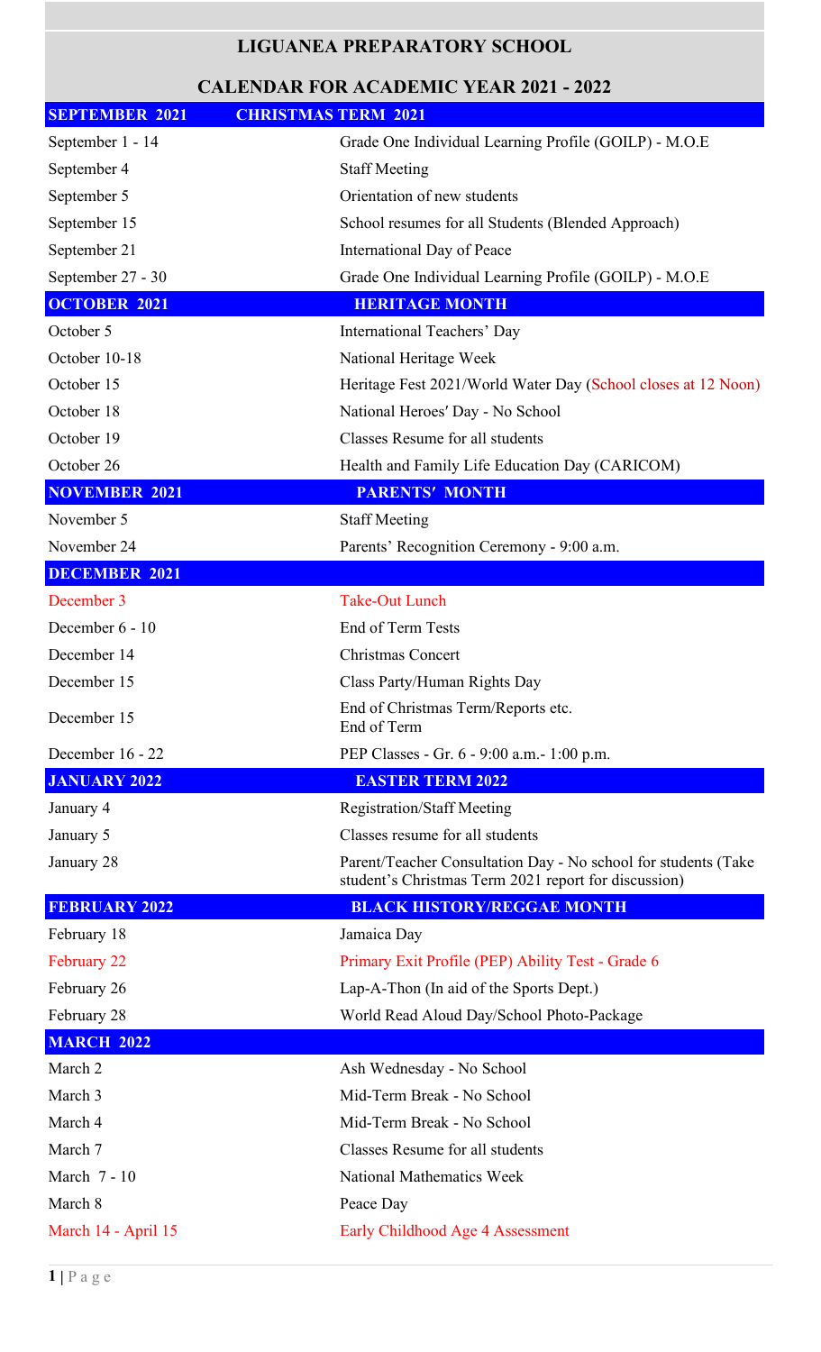# LIGUANEA PREPARATORY SCHOOL

## CALENDAR FOR ACADEMIC YEAR 2021 - 2022

| **SEPTEMBER 2021** | **CHRISTMAS TERM 2021** |
|---|---|
| September 1 - 14 | Grade One Individual Learning Profile (GOILP) - M.O.E |
| September 4 | Staff Meeting |
| September 5 | Orientation of new students |
| September 15 | School resumes for all Students (Blended Approach) |
| September 21 | International Day of Peace |
| September 27 - 30 | Grade One Individual Learning Profile (GOILP) - M.O.E |
| **OCTOBER 2021** | **HERITAGE MONTH** |
| October 5 | International Teachers' Day |
| October 10-18 | National Heritage Week |
| October 15 | Heritage Fest 2021/World Water Day (School closes at 12 Noon) |
| October 18 | National Heroes′ Day - No School |
| October 19 | Classes Resume for all students |
| October 26 | Health and Family Life Education Day (CARICOM) |
| **NOVEMBER 2021** | **PARENTS′ MONTH** |
| November 5 | Staff Meeting |
| November 24 | Parents' Recognition Ceremony - 9:00 a.m. |
| **DECEMBER 2021** | |
| December 3 | Take-Out Lunch |
| December 6 - 10 | End of Term Tests |
| December 14 | Christmas Concert |
| December 15 | Class Party/Human Rights Day |
| December 15 | End of Christmas Term/Reports etc. End of Term |
| December 16 - 22 | PEP Classes - Gr. 6 - 9:00 a.m.- 1:00 p.m. |
| **JANUARY 2022** | **EASTER TERM 2022** |
| January 4 | Registration/Staff Meeting |
| January 5 | Classes resume for all students |
| January 28 | Parent/Teacher Consultation Day - No school for students (Take student's Christmas Term 2021 report for discussion) |
| **FEBRUARY 2022** | **BLACK HISTORY/REGGAE MONTH** |
| February 18 | Jamaica Day |
| February 22 | Primary Exit Profile (PEP) Ability Test - Grade 6 |
| February 26 | Lap-A-Thon (In aid of the Sports Dept.) |
| February 28 | World Read Aloud Day/School Photo-Package |
| **MARCH 2022** | |
| March 2 | Ash Wednesday - No School |
| March 3 | Mid-Term Break - No School |
| March 4 | Mid-Term Break - No School |
| March 7 | Classes Resume for all students |
| March 7 - 10 | National Mathematics Week |
| March 8 | Peace Day |
| March 14 - April 15 | Early Childhood Age 4 Assessment |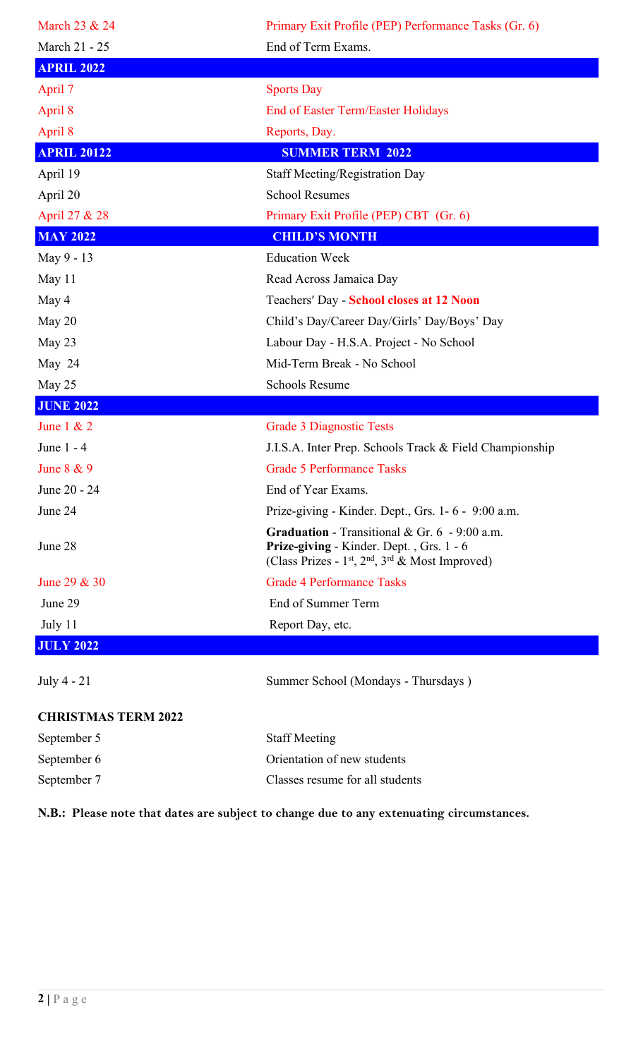| | |
|---|---|
| March 23 & 24 | Primary Exit Profile (PEP) Performance Tasks (Gr. 6) |
| March 21 - 25 | End of Term Exams. |
| **APRIL 2022** | |
| April 7 | Sports Day |
| April 8 | End of Easter Term/Easter Holidays |
| April 8 | Reports, Day. |
| **APRIL 20122** | **SUMMER TERM 2022** |
| April 19 | Staff Meeting/Registration Day |
| April 20 | School Resumes |
| April 27 & 28 | Primary Exit Profile (PEP) CBT (Gr. 6) |
| **MAY 2022** | **CHILD'S MONTH** |
| May 9 - 13 | Education Week |
| May 11 | Read Across Jamaica Day |
| May 4 | Teachers' Day - **School closes at 12 Noon** |
| May 20 | Child's Day/Career Day/Girls' Day/Boys' Day |
| May 23 | Labour Day - H.S.A. Project - No School |
| May 24 | Mid-Term Break - No School |
| May 25 | Schools Resume |
| **JUNE 2022** | |
| June 1 & 2 | Grade 3 Diagnostic Tests |
| June 1 - 4 | J.I.S.A. Inter Prep. Schools Track & Field Championship |
| June 8 & 9 | Grade 5 Performance Tasks |
| June 20 - 24 | End of Year Exams. |
| June 24 | Prize-giving - Kinder. Dept., Grs. 1- 6 - 9:00 a.m. |
| June 28 | **Graduation** - Transitional & Gr. 6 - 9:00 a.m.<br>**Prize-giving** - Kinder. Dept. , Grs. 1 - 6<br>(Class Prizes - 1st, 2nd, 3rd & Most Improved) |
| June 29 & 30 | Grade 4 Performance Tasks |
| June 29 | End of Summer Term |
| July 11 | Report Day, etc. |
| **JULY 2022** | |
| July 4 - 21 | Summer School (Mondays - Thursdays ) |

**CHRISTMAS TERM 2022**

| | |
|---|---|
| September 5 | Staff Meeting |
| September 6 | Orientation of new students |
| September 7 | Classes resume for all students |

**N.B.: Please note that dates are subject to change due to any extenuating circumstances.**